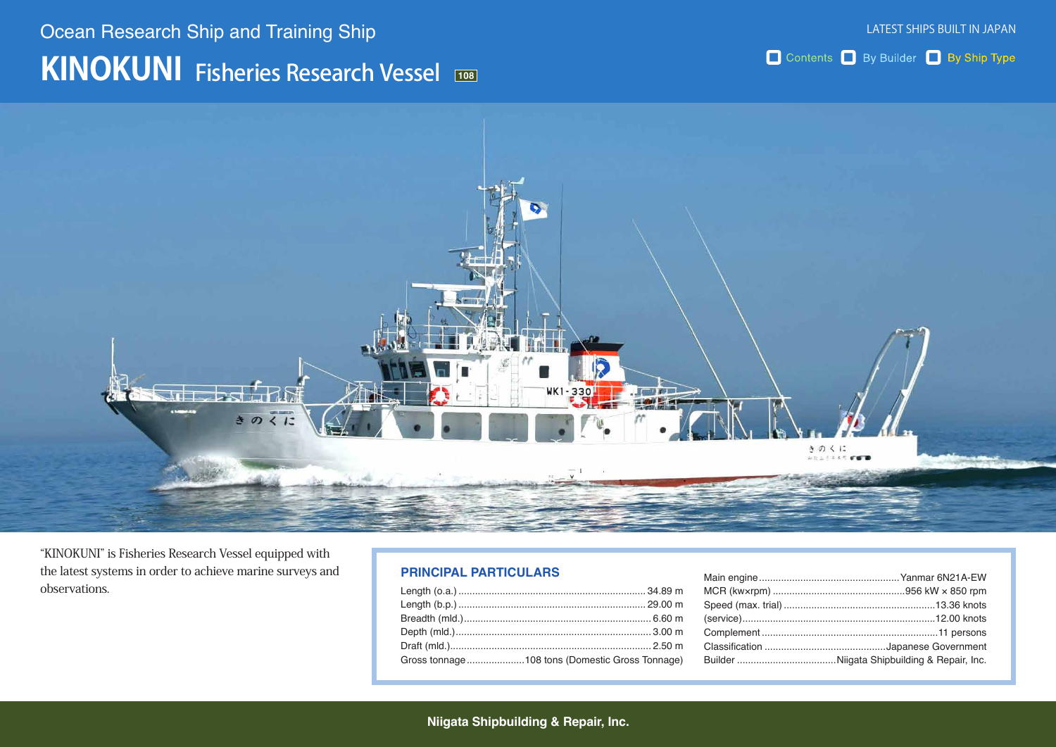Ocean Research Ship and Training Ship

# KINOKUNI Fisheries Research Vessel 108

LATEST SHIPS BUILT IN JAPAN

Contents By Builder By Ship Type

"KINOKUNI" is Fisheries Research Vessel equipped with the latest systems in order to achieve marine surveys and observations.

## PRINCIPAL PARTICULARS

| Item | Value |
|---|---|
| Length (o.a.) | 34.89 m |
| Length (b.p.) | 29.00 m |
| Breadth (mld.) | 6.60 m |
| Depth (mld.) | 3.00 m |
| Draft (mld.) | 2.50 m |
| Gross tonnage | 108 tons (Domestic Gross Tonnage) |
| Main engine | Yanmar 6N21A-EW |
| MCR (kw×rpm) | 956 kW × 850 rpm |
| Speed (max. trial) | 13.36 knots |
| (service) | 12.00 knots |
| Complement | 11 persons |
| Classification | Japanese Government |
| Builder | Niigata Shipbuilding & Repair, Inc. |

Niigata Shipbuilding & Repair, Inc.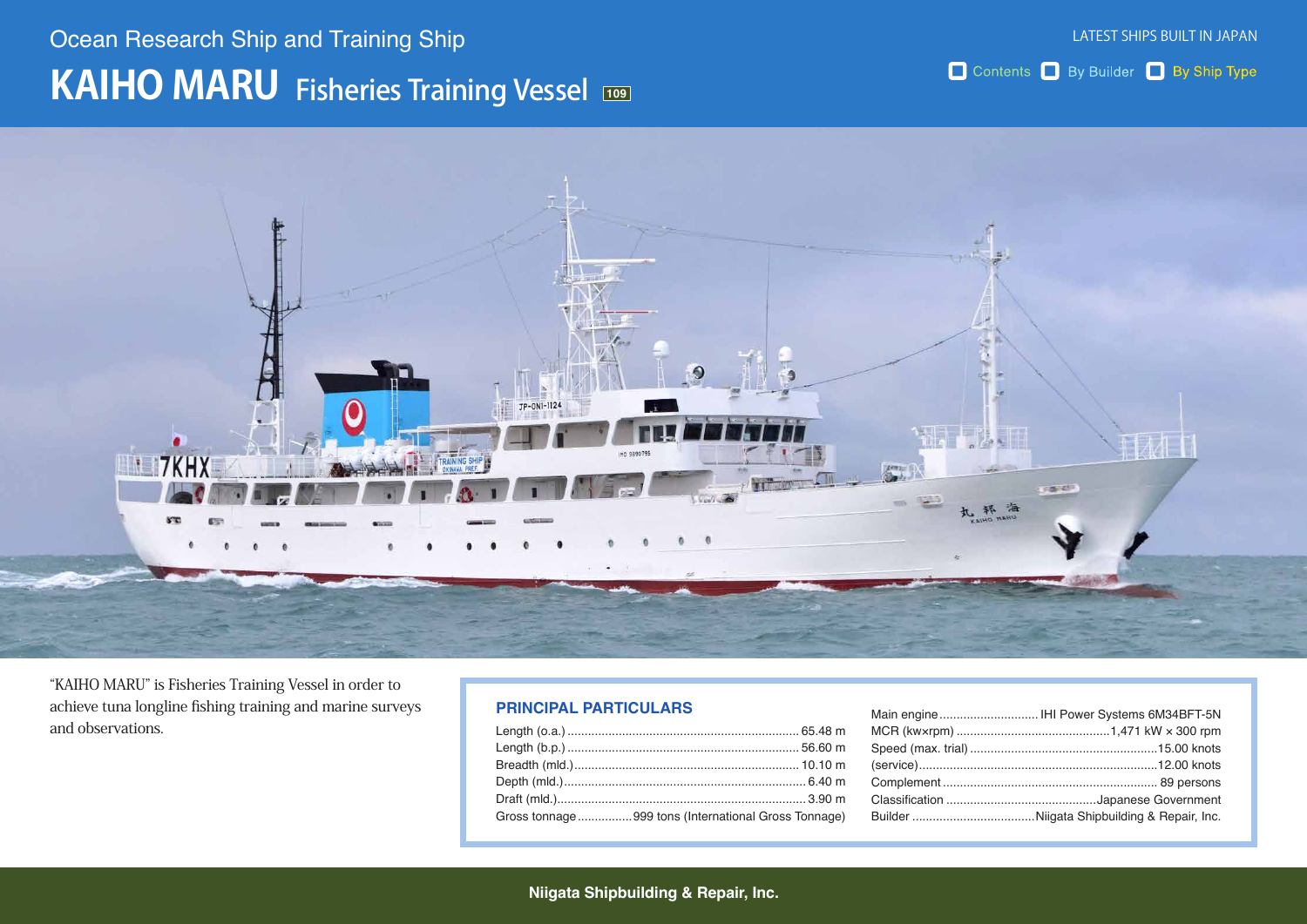Ocean Research Ship and Training Ship

# KAIHO MARU Fisheries Training Vessel

"KAIHO MARU" is Fisheries Training Vessel in order to achieve tuna longline fishing training and marine surveys and observations.

## PRINCIPAL PARTICULARS

| | |
|---|---|
| Length (o.a.) | 65.48 m |
| Length (b.p.) | 56.60 m |
| Breadth (mld.) | 10.10 m |
| Depth (mld.) | 6.40 m |
| Draft (mld.) | 3.90 m |
| Gross tonnage | 999 tons (International Gross Tonnage) |
| Main engine | IHI Power Systems 6M34BFT-5N |
| MCR (kw×rpm) | 1,471 kW × 300 rpm |
| Speed (max. trial) | 15.00 knots |
| (service) | 12.00 knots |
| Complement | 89 persons |
| Classification | Japanese Government |
| Builder | Niigata Shipbuilding & Repair, Inc. |

Niigata Shipbuilding & Repair, Inc.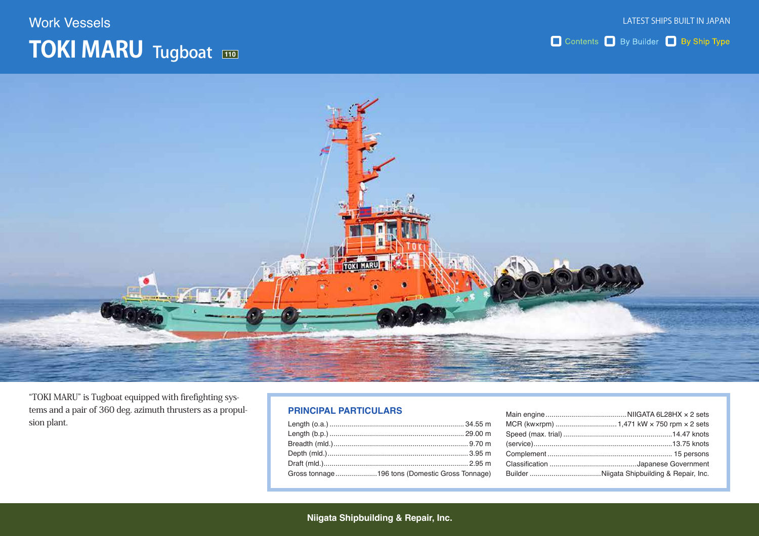Work Vessels

# TOKI MARU Tugboat 110

LATEST SHIPS BUILT IN JAPAN

Contents | By Builder | By Ship Type

"TOKI MARU" is Tugboat equipped with firefighting systems and a pair of 360 deg. azimuth thrusters as a propulsion plant.

## PRINCIPAL PARTICULARS

| | |
|---|---|
| Length (o.a.) | 34.55 m |
| Length (b.p.) | 29.00 m |
| Breadth (mld.) | 9.70 m |
| Depth (mld.) | 3.95 m |
| Draft (mld.) | 2.95 m |
| Gross tonnage | 196 tons (Domestic Gross Tonnage) |
| Main engine | NIIGATA 6L28HX × 2 sets |
| MCR (kw×rpm) | 1,471 kW × 750 rpm × 2 sets |
| Speed (max. trial) | 14.47 knots |
| (service) | 13.75 knots |
| Complement | 15 persons |
| Classification | Japanese Government |
| Builder | Niigata Shipbuilding & Repair, Inc. |

**Niigata Shipbuilding & Repair, Inc.**